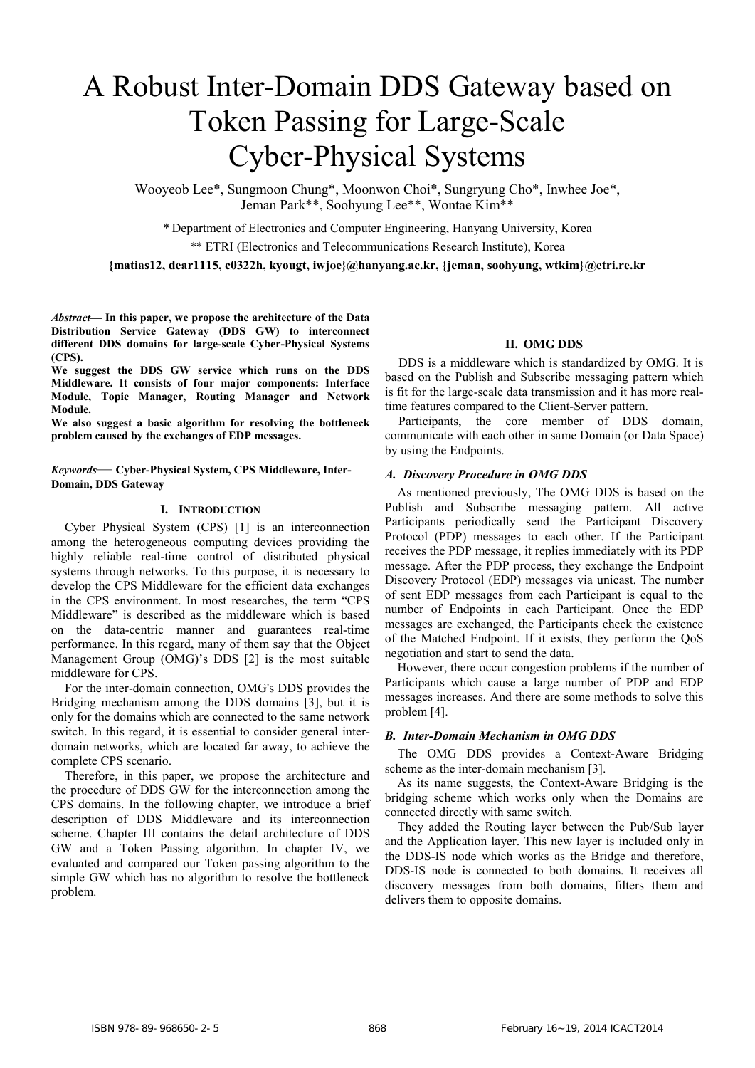# A Robust Inter-Domain DDS Gateway based on Token Passing for Large-Scale Cyber-Physical Systems

Wooyeob Lee*, Sungmoon Chung*, Moonwon Choi*, Sungryung Cho*, Inwhee Joe*, Jeman Park**, Soohyung Lee**, Wontae Kim**

\* Department of Electronics and Computer Engineering, Hanyang University, Korea

\*\* ETRI (Electronics and Telecommunications Research Institute), Korea

**{matias12, dear1115, c0322h, kyougt, iwjoe}@hanyang.ac.kr, {jeman, soohyung, wtkim}@etri.re.kr**

***Abstract*— In this paper, we propose the architecture of the Data Distribution Service Gateway (DDS GW) to interconnect different DDS domains for large-scale Cyber-Physical Systems (CPS).**

**We suggest the DDS GW service which runs on the DDS Middleware. It consists of four major components: Interface Module, Topic Manager, Routing Manager and Network Module.**

**We also suggest a basic algorithm for resolving the bottleneck problem caused by the exchanges of EDP messages.**

***Keywords*— Cyber-Physical System, CPS Middleware, Inter-Domain, DDS Gateway**

## I. Introduction

Cyber Physical System (CPS) [1] is an interconnection among the heterogeneous computing devices providing the highly reliable real-time control of distributed physical systems through networks. To this purpose, it is necessary to develop the CPS Middleware for the efficient data exchanges in the CPS environment. In most researches, the term "CPS Middleware" is described as the middleware which is based on the data-centric manner and guarantees real-time performance. In this regard, many of them say that the Object Management Group (OMG)'s DDS [2] is the most suitable middleware for CPS.

For the inter-domain connection, OMG's DDS provides the Bridging mechanism among the DDS domains [3], but it is only for the domains which are connected to the same network switch. In this regard, it is essential to consider general inter-domain networks, which are located far away, to achieve the complete CPS scenario.

Therefore, in this paper, we propose the architecture and the procedure of DDS GW for the interconnection among the CPS domains. In the following chapter, we introduce a brief description of DDS Middleware and its interconnection scheme. Chapter III contains the detail architecture of DDS GW and a Token Passing algorithm. In chapter IV, we evaluated and compared our Token passing algorithm to the simple GW which has no algorithm to resolve the bottleneck problem.

## II. OMG DDS

DDS is a middleware which is standardized by OMG. It is based on the Publish and Subscribe messaging pattern which is fit for the large-scale data transmission and it has more real-time features compared to the Client-Server pattern.

Participants, the core member of DDS domain, communicate with each other in same Domain (or Data Space) by using the Endpoints.

### *A. Discovery Procedure in OMG DDS*

As mentioned previously, The OMG DDS is based on the Publish and Subscribe messaging pattern. All active Participants periodically send the Participant Discovery Protocol (PDP) messages to each other. If the Participant receives the PDP message, it replies immediately with its PDP message. After the PDP process, they exchange the Endpoint Discovery Protocol (EDP) messages via unicast. The number of sent EDP messages from each Participant is equal to the number of Endpoints in each Participant. Once the EDP messages are exchanged, the Participants check the existence of the Matched Endpoint. If it exists, they perform the QoS negotiation and start to send the data.

However, there occur congestion problems if the number of Participants which cause a large number of PDP and EDP messages increases. And there are some methods to solve this problem [4].

### *B. Inter-Domain Mechanism in OMG DDS*

The OMG DDS provides a Context-Aware Bridging scheme as the inter-domain mechanism [3].

As its name suggests, the Context-Aware Bridging is the bridging scheme which works only when the Domains are connected directly with same switch.

They added the Routing layer between the Pub/Sub layer and the Application layer. This new layer is included only in the DDS-IS node which works as the Bridge and therefore, DDS-IS node is connected to both domains. It receives all discovery messages from both domains, filters them and delivers them to opposite domains.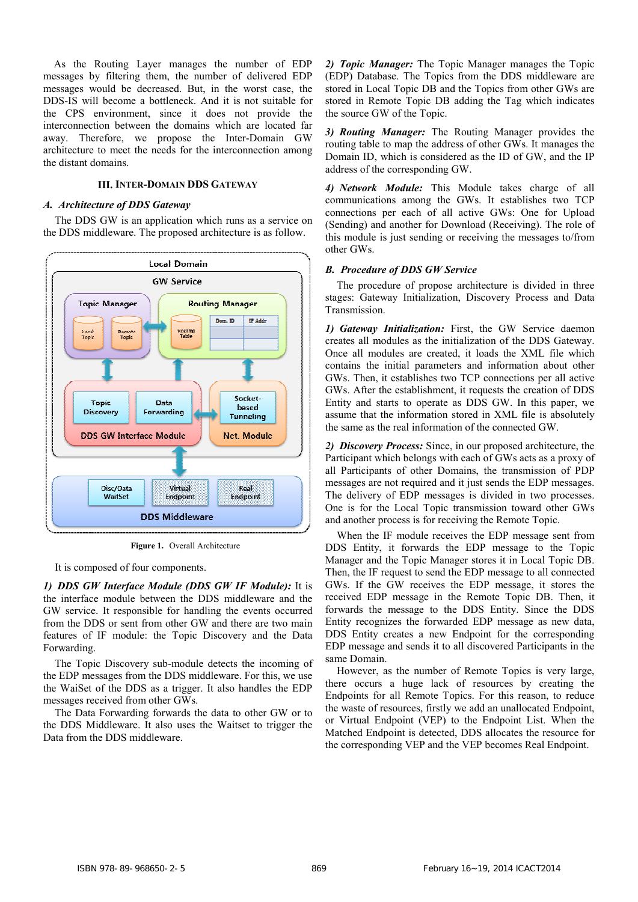As the Routing Layer manages the number of EDP messages by filtering them, the number of delivered EDP messages would be decreased. But, in the worst case, the DDS-IS will become a bottleneck. And it is not suitable for the CPS environment, since it does not provide the interconnection between the domains which are located far away. Therefore, we propose the Inter-Domain GW architecture to meet the needs for the interconnection among the distant domains.

## III. Inter-Domain DDS Gateway

### A. Architecture of DDS Gateway

The DDS GW is an application which runs as a service on the DDS middleware. The proposed architecture is as follow.

Figure 1. Overall Architecture

It is composed of four components.

*1) DDS GW Interface Module (DDS GW IF Module):* It is the interface module between the DDS middleware and the GW service. It responsible for handling the events occurred from the DDS or sent from other GW and there are two main features of IF module: the Topic Discovery and the Data Forwarding.

The Topic Discovery sub-module detects the incoming of the EDP messages from the DDS middleware. For this, we use the WaiSet of the DDS as a trigger. It also handles the EDP messages received from other GWs.

The Data Forwarding forwards the data to other GW or to the DDS Middleware. It also uses the Waitset to trigger the Data from the DDS middleware.

*2) Topic Manager:* The Topic Manager manages the Topic (EDP) Database. The Topics from the DDS middleware are stored in Local Topic DB and the Topics from other GWs are stored in Remote Topic DB adding the Tag which indicates the source GW of the Topic.

*3) Routing Manager:* The Routing Manager provides the routing table to map the address of other GWs. It manages the Domain ID, which is considered as the ID of GW, and the IP address of the corresponding GW.

*4) Network Module:* This Module takes charge of all communications among the GWs. It establishes two TCP connections per each of all active GWs: One for Upload (Sending) and another for Download (Receiving). The role of this module is just sending or receiving the messages to/from other GWs.

### B. Procedure of DDS GW Service

The procedure of propose architecture is divided in three stages: Gateway Initialization, Discovery Process and Data Transmission.

*1) Gateway Initialization:* First, the GW Service daemon creates all modules as the initialization of the DDS Gateway. Once all modules are created, it loads the XML file which contains the initial parameters and information about other GWs. Then, it establishes two TCP connections per all active GWs. After the establishment, it requests the creation of DDS Entity and starts to operate as DDS GW. In this paper, we assume that the information stored in XML file is absolutely the same as the real information of the connected GW.

*2) Discovery Process:* Since, in our proposed architecture, the Participant which belongs with each of GWs acts as a proxy of all Participants of other Domains, the transmission of PDP messages are not required and it just sends the EDP messages. The delivery of EDP messages is divided in two processes. One is for the Local Topic transmission toward other GWs and another process is for receiving the Remote Topic.

When the IF module receives the EDP message sent from DDS Entity, it forwards the EDP message to the Topic Manager and the Topic Manager stores it in Local Topic DB. Then, the IF request to send the EDP message to all connected GWs. If the GW receives the EDP message, it stores the received EDP message in the Remote Topic DB. Then, it forwards the message to the DDS Entity. Since the DDS Entity recognizes the forwarded EDP message as new data, DDS Entity creates a new Endpoint for the corresponding EDP message and sends it to all discovered Participants in the same Domain.

However, as the number of Remote Topics is very large, there occurs a huge lack of resources by creating the Endpoints for all Remote Topics. For this reason, to reduce the waste of resources, firstly we add an unallocated Endpoint, or Virtual Endpoint (VEP) to the Endpoint List. When the Matched Endpoint is detected, DDS allocates the resource for the corresponding VEP and the VEP becomes Real Endpoint.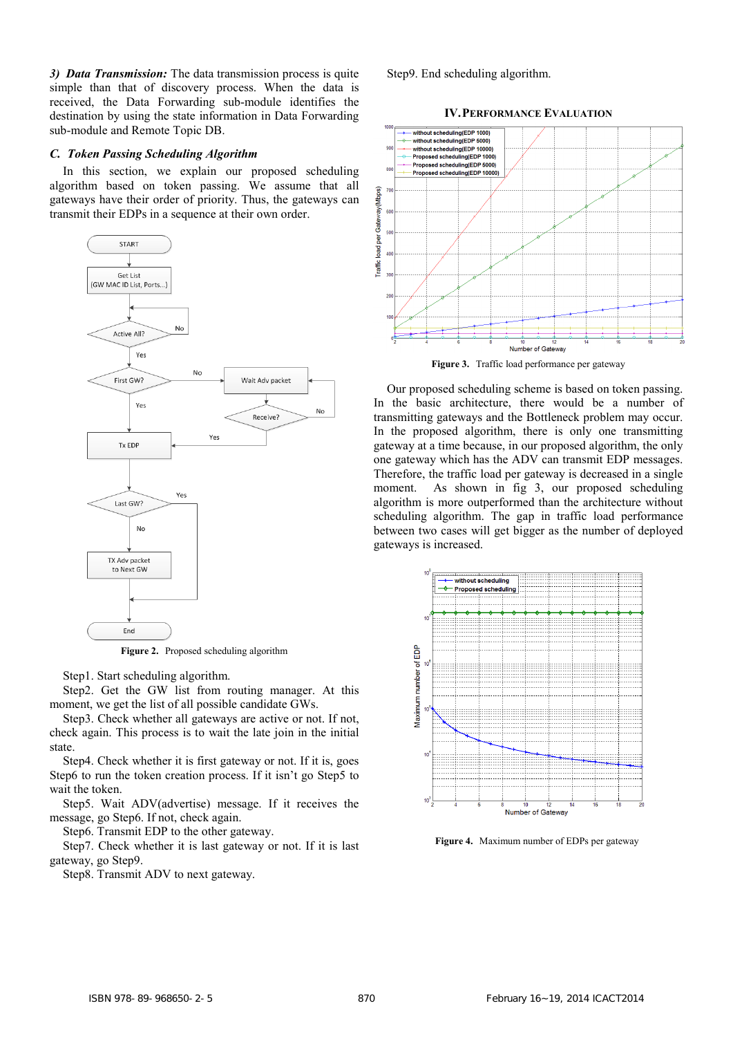*3) Data Transmission:* The data transmission process is quite simple than that of discovery process. When the data is received, the Data Forwarding sub-module identifies the destination by using the state information in Data Forwarding sub-module and Remote Topic DB.

### C. Token Passing Scheduling Algorithm

In this section, we explain our proposed scheduling algorithm based on token passing. We assume that all gateways have their order of priority. Thus, the gateways can transmit their EDPs in a sequence at their own order.

**Figure 2.** Proposed scheduling algorithm

Step1. Start scheduling algorithm.

Step2. Get the GW list from routing manager. At this moment, we get the list of all possible candidate GWs.

Step3. Check whether all gateways are active or not. If not, check again. This process is to wait the late join in the initial state.

Step4. Check whether it is first gateway or not. If it is, goes Step6 to run the token creation process. If it isn't go Step5 to wait the token.

Step5. Wait ADV(advertise) message. If it receives the message, go Step6. If not, check again.

Step6. Transmit EDP to the other gateway.

Step7. Check whether it is last gateway or not. If it is last gateway, go Step9.

Step8. Transmit ADV to next gateway.

Step9. End scheduling algorithm.

## IV. Performance Evaluation

**Figure 3.** Traffic load performance per gateway

Our proposed scheduling scheme is based on token passing. In the basic architecture, there would be a number of transmitting gateways and the Bottleneck problem may occur. In the proposed algorithm, there is only one transmitting gateway at a time because, in our proposed algorithm, the only one gateway which has the ADV can transmit EDP messages. Therefore, the traffic load per gateway is decreased in a single moment. As shown in fig 3, our proposed scheduling algorithm is more outperformed than the architecture without scheduling algorithm. The gap in traffic load performance between two cases will get bigger as the number of deployed gateways is increased.

**Figure 4.** Maximum number of EDPs per gateway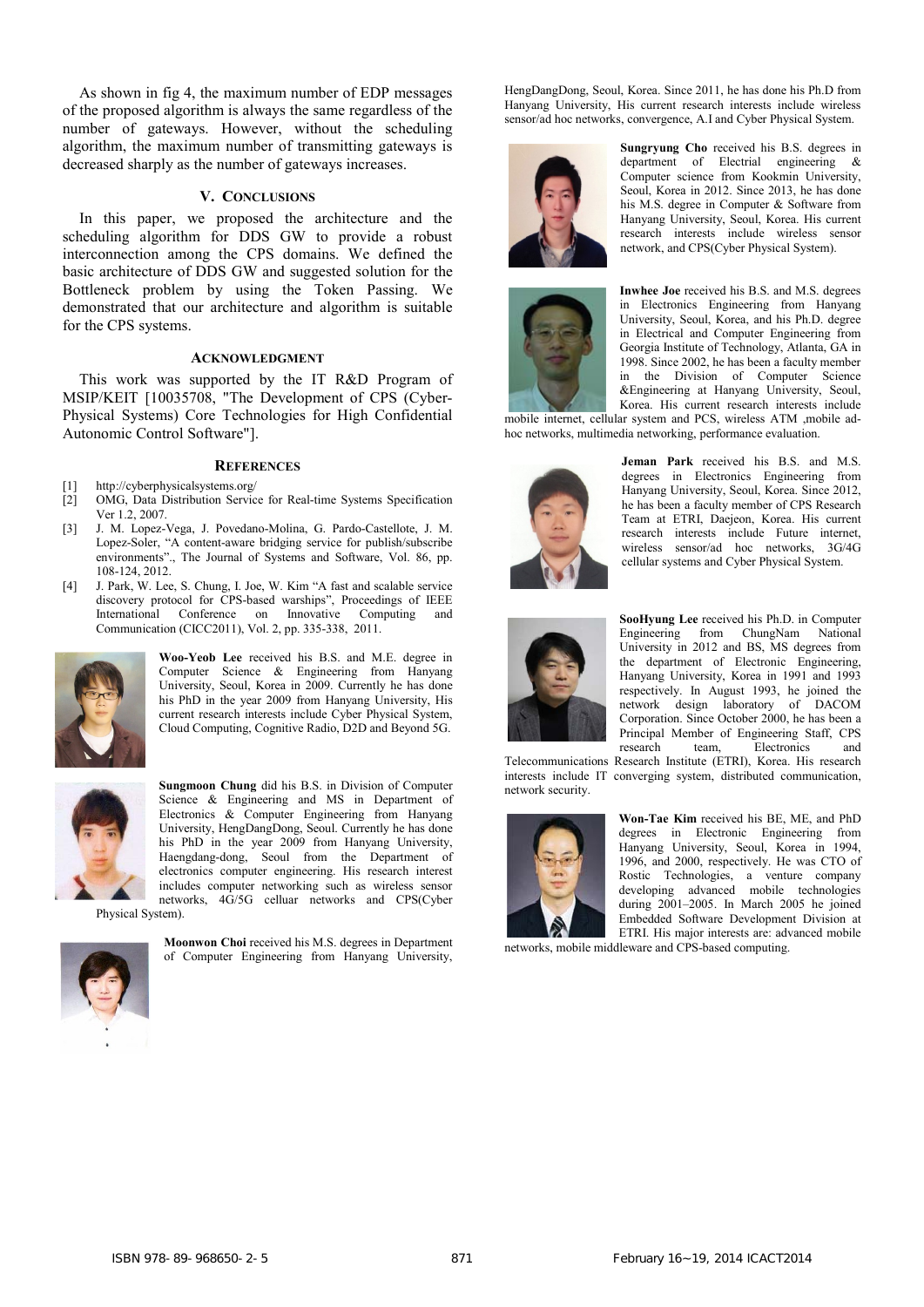As shown in fig 4, the maximum number of EDP messages of the proposed algorithm is always the same regardless of the number of gateways. However, without the scheduling algorithm, the maximum number of transmitting gateways is decreased sharply as the number of gateways increases.

## V. Conclusions

In this paper, we proposed the architecture and the scheduling algorithm for DDS GW to provide a robust interconnection among the CPS domains. We defined the basic architecture of DDS GW and suggested solution for the Bottleneck problem by using the Token Passing. We demonstrated that our architecture and algorithm is suitable for the CPS systems.

## Acknowledgment

This work was supported by the IT R&D Program of MSIP/KEIT [10035708, "The Development of CPS (Cyber-Physical Systems) Core Technologies for High Confidential Autonomic Control Software"].

## References

- [1] http://cyberphysicalsystems.org/
- [2] OMG, Data Distribution Service for Real-time Systems Specification Ver 1.2, 2007.
- [3] J. M. Lopez-Vega, J. Povedano-Molina, G. Pardo-Castellote, J. M. Lopez-Soler, "A content-aware bridging service for publish/subscribe environments"., The Journal of Systems and Software, Vol. 86, pp. 108-124, 2012.
- [4] J. Park, W. Lee, S. Chung, I. Joe, W. Kim "A fast and scalable service discovery protocol for CPS-based warships", Proceedings of IEEE International Conference on Innovative Computing and Communication (CICC2011), Vol. 2, pp. 335-338, 2011.

**Woo-Yeob Lee** received his B.S. and M.E. degree in Computer Science & Engineering from Hanyang University, Seoul, Korea in 2009. Currently he has done his PhD in the year 2009 from Hanyang University, His current research interests include Cyber Physical System, Cloud Computing, Cognitive Radio, D2D and Beyond 5G.

**Sungmoon Chung** did his B.S. in Division of Computer Science & Engineering and MS in Department of Electronics & Computer Engineering from Hanyang University, HengDangDong, Seoul. Currently he has done his PhD in the year 2009 from Hanyang University, Haengdang-dong, Seoul from the Department of electronics computer engineering. His research interest includes computer networking such as wireless sensor networks, 4G/5G celluar networks and CPS(Cyber Physical System).

**Moonwon Choi** received his M.S. degrees in Department of Computer Engineering from Hanyang University, HengDangDong, Seoul, Korea. Since 2011, he has done his Ph.D from Hanyang University, His current research interests include wireless sensor/ad hoc networks, convergence, A.I and Cyber Physical System.

**Sungryung Cho** received his B.S. degrees in department of Electrial engineering & Computer science from Kookmin University, Seoul, Korea in 2012. Since 2013, he has done his M.S. degree in Computer & Software from Hanyang University, Seoul, Korea. His current research interests include wireless sensor network, and CPS(Cyber Physical System).

**Inwhee Joe** received his B.S. and M.S. degrees in Electronics Engineering from Hanyang University, Seoul, Korea, and his Ph.D. degree in Electrical and Computer Engineering from Georgia Institute of Technology, Atlanta, GA in 1998. Since 2002, he has been a faculty member in the Division of Computer Science &Engineering at Hanyang University, Seoul, Korea. His current research interests include mobile internet, cellular system and PCS, wireless ATM ,mobile ad-hoc networks, multimedia networking, performance evaluation.

**Jeman Park** received his B.S. and M.S. degrees in Electronics Engineering from Hanyang University, Seoul, Korea. Since 2012, he has been a faculty member of CPS Research Team at ETRI, Daejeon, Korea. His current research interests include Future internet, wireless sensor/ad hoc networks, 3G/4G cellular systems and Cyber Physical System.

**SooHyung Lee** received his Ph.D. in Computer Engineering from ChungNam National University in 2012 and BS, MS degrees from the department of Electronic Engineering, Hanyang University, Korea in 1991 and 1993 respectively. In August 1993, he joined the network design laboratory of DACOM Corporation. Since October 2000, he has been a Principal Member of Engineering Staff, CPS research team, Electronics and Telecommunications Research Institute (ETRI), Korea. His research interests include IT converging system, distributed communication, network security.

**Won-Tae Kim** received his BE, ME, and PhD degrees in Electronic Engineering from Hanyang University, Seoul, Korea in 1994, 1996, and 2000, respectively. He was CTO of Rostic Technologies, a venture company developing advanced mobile technologies during 2001–2005. In March 2005 he joined Embedded Software Development Division at ETRI. His major interests are: advanced mobile networks, mobile middleware and CPS-based computing.